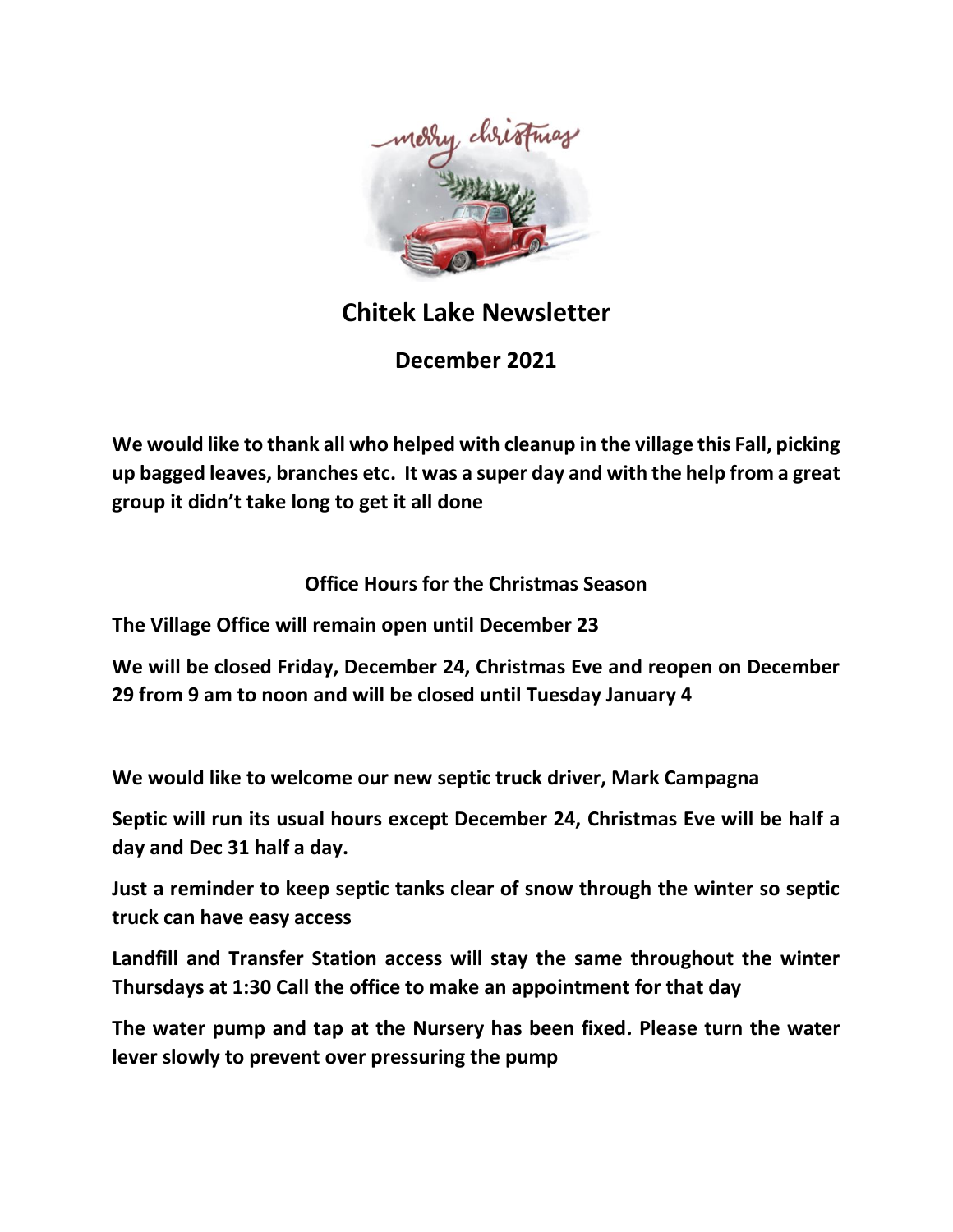# Chitek Lake Newsletter

## December 2021

**We would like to thank all who helped with cleanup in the village this Fall, picking up bagged leaves, branches etc. It was a super day and with the help from a great group it didn't take long to get it all done**

### Office Hours for the Christmas Season

**The Village Office will remain open until December 23**

**We will be closed Friday, December 24, Christmas Eve and reopen on December 29 from 9 am to noon and will be closed until Tuesday January 4**

**We would like to welcome our new septic truck driver, Mark Campagna**

**Septic will run its usual hours except December 24, Christmas Eve will be half a day and Dec 31 half a day.**

**Just a reminder to keep septic tanks clear of snow through the winter so septic truck can have easy access**

**Landfill and Transfer Station access will stay the same throughout the winter Thursdays at 1:30 Call the office to make an appointment for that day**

**The water pump and tap at the Nursery has been fixed. Please turn the water lever slowly to prevent over pressuring the pump**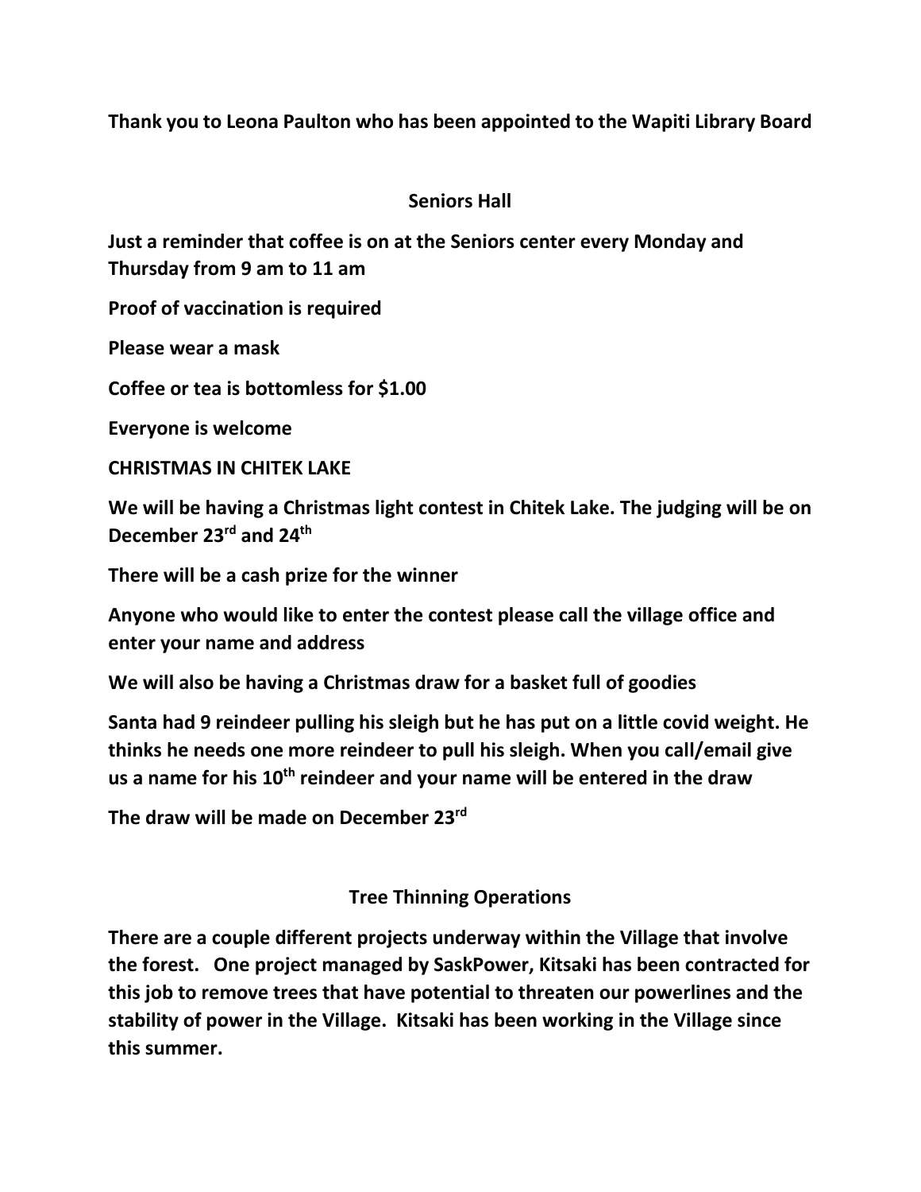**Thank you to Leona Paulton who has been appointed to the Wapiti Library Board**

## Seniors Hall

**Just a reminder that coffee is on at the Seniors center every Monday and Thursday from 9 am to 11 am**

**Proof of vaccination is required**

**Please wear a mask**

**Coffee or tea is bottomless for $1.00**

**Everyone is welcome**

## CHRISTMAS IN CHITEK LAKE

**We will be having a Christmas light contest in Chitek Lake. The judging will be on December 23rd and 24th**

**There will be a cash prize for the winner**

**Anyone who would like to enter the contest please call the village office and enter your name and address**

**We will also be having a Christmas draw for a basket full of goodies**

**Santa had 9 reindeer pulling his sleigh but he has put on a little covid weight. He thinks he needs one more reindeer to pull his sleigh. When you call/email give us a name for his 10th reindeer and your name will be entered in the draw**

**The draw will be made on December 23rd**

## Tree Thinning Operations

**There are a couple different projects underway within the Village that involve the forest. One project managed by SaskPower, Kitsaki has been contracted for this job to remove trees that have potential to threaten our powerlines and the stability of power in the Village. Kitsaki has been working in the Village since this summer.**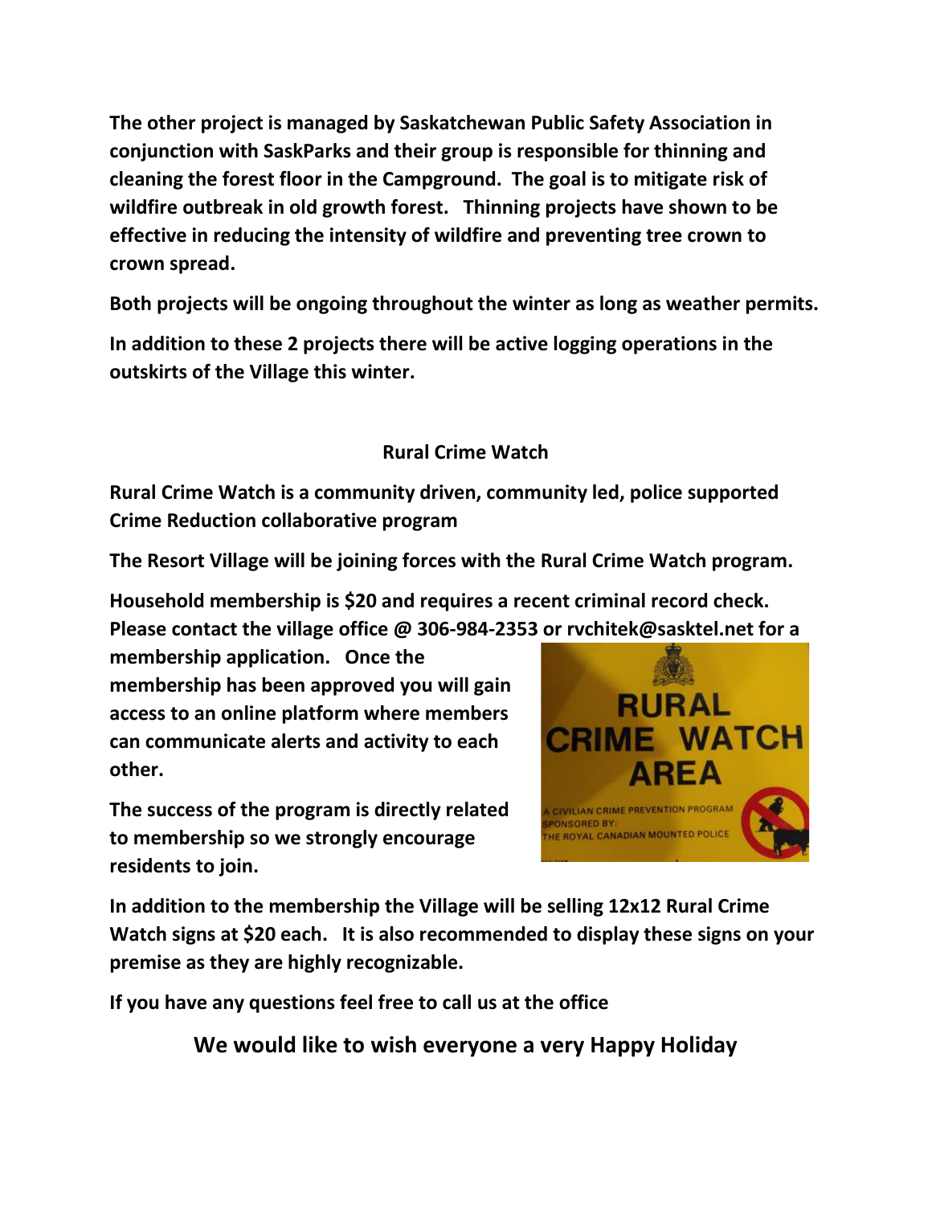**The other project is managed by Saskatchewan Public Safety Association in conjunction with SaskParks and their group is responsible for thinning and cleaning the forest floor in the Campground. The goal is to mitigate risk of wildfire outbreak in old growth forest. Thinning projects have shown to be effective in reducing the intensity of wildfire and preventing tree crown to crown spread.**

**Both projects will be ongoing throughout the winter as long as weather permits.**

**In addition to these 2 projects there will be active logging operations in the outskirts of the Village this winter.**

## Rural Crime Watch

**Rural Crime Watch is a community driven, community led, police supported Crime Reduction collaborative program**

**The Resort Village will be joining forces with the Rural Crime Watch program.**

**Household membership is $20 and requires a recent criminal record check. Please contact the village office @ 306-984-2353 or rvchitek@sasktel.net for a membership application. Once the membership has been approved you will gain access to an online platform where members can communicate alerts and activity to each other.**

**The success of the program is directly related to membership so we strongly encourage residents to join.**

**In addition to the membership the Village will be selling 12x12 Rural Crime Watch signs at $20 each. It is also recommended to display these signs on your premise as they are highly recognizable.**

**If you have any questions feel free to call us at the office**

**We would like to wish everyone a very Happy Holiday**